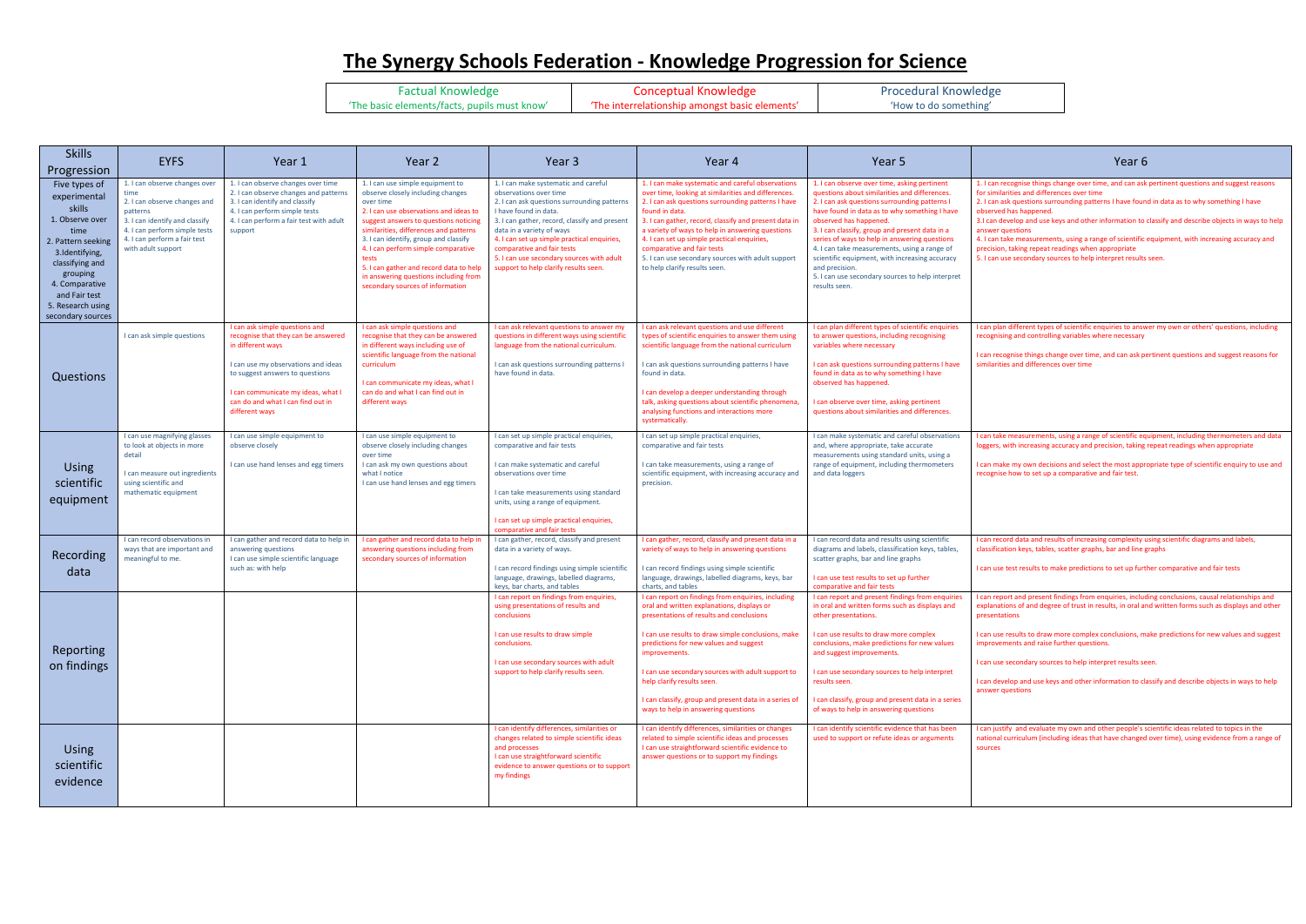# The Synergy Schools Federation - Knowledge Progression for Science

| Factual Knowledge | Conceptual Knowledge | Procedural Knowledge |
|---|---|---|
| 'The basic elements/facts, pupils must know' | 'The interrelationship amongst basic elements' | 'How to do something' |

| Skills Progression | EYFS | Year 1 | Year 2 | Year 3 | Year 4 | Year 5 | Year 6 |
|---|---|---|---|---|---|---|---|
| Five types of experimental skills<br>1. Observe over time<br>2. Pattern seeking<br>3.Identifying, classifying and grouping<br>4. Comparative and Fair test<br>5. Research using secondary sources | 1. I can observe changes over time<br>2. I can observe changes and patterns<br>3. I can identify and classify<br>4. I can perform simple tests<br>4. I can perform a fair test with adult support | 1. I can observe changes over time<br>2. I can observe changes and patterns<br>3. I can identify and classify<br>4. I can perform simple tests<br>4. I can perform a fair test with adult support | 1. I can use simple equipment to observe closely including changes over time<br>2. I can use observations and ideas to suggest answers to questions noticing similarities, differences and patterns<br>3. I can identify, group and classify<br>4. I can perform simple comparative tests<br>5. I can gather and record data to help in answering questions including from secondary sources of information | 1. I can make systematic and careful observations over time<br>2. I can ask questions surrounding patterns I have found in data.<br>3. I can gather, record, classify and present data in a variety of ways<br>4. I can set up simple practical enquiries, comparative and fair tests<br>5. I can use secondary sources with adult support to help clarify results seen. | 1. I can make systematic and careful observations over time, looking at similarities and differences.<br>2. I can ask questions surrounding patterns I have found in data.<br>3. I can gather, record, classify and present data in a variety of ways to help in answering questions<br>4. I can set up simple practical enquiries, comparative and fair tests<br>5. I can use secondary sources with adult support to help clarify results seen. | 1. I can observe over time, asking pertinent questions about similarities and differences.<br>2. I can ask questions surrounding patterns I have found in data as to why something I have observed has happened.<br>3. I can classify, group and present data in a series of ways to help in answering questions<br>4. I can take measurements, using a range of scientific equipment, with increasing accuracy and precision.<br>5. I can use secondary sources to help interpret results seen. | 1. I can recognise things change over time, and can ask pertinent questions and suggest reasons for similarities and differences over time<br>2. I can ask questions surrounding patterns I have found in data as to why something I have observed has happened.<br>3.I can develop and use keys and other information to classify and describe objects in ways to help answer questions<br>4. I can take measurements, using a range of scientific equipment, with increasing accuracy and precision, taking repeat readings when appropriate<br>5. I can use secondary sources to help interpret results seen. |
| Questions | I can ask simple questions | I can ask simple questions and recognise that they can be answered in different ways<br><br>I can use my observations and ideas to suggest answers to questions<br><br>I can communicate my ideas, what I can do and what I can find out in different ways | I can ask simple questions and recognise that they can be answered in different ways including use of scientific language from the national curriculum<br><br>I can communicate my ideas, what I can do and what I can find out in different ways | I can ask relevant questions to answer my questions in different ways using scientific language from the national curriculum.<br><br>I can ask questions surrounding patterns I have found in data. | I can ask relevant questions and use different types of scientific enquiries to answer them using scientific language from the national curriculum<br><br>I can ask questions surrounding patterns I have found in data.<br><br>I can develop a deeper understanding through talk, asking questions about scientific phenomena, analysing functions and interactions more systematically. | I can plan different types of scientific enquiries to answer questions, including recognising variables where necessary<br><br>I can ask questions surrounding patterns I have found in data as to why something I have observed has happened.<br><br>I can observe over time, asking pertinent questions about similarities and differences. | I can plan different types of scientific enquiries to answer my own or others' questions, including recognising and controlling variables where necessary<br><br>I can recognise things change over time, and can ask pertinent questions and suggest reasons for similarities and differences over time |
| Using scientific equipment | I can use magnifying glasses to look at objects in more detail<br><br>I can measure out ingredients using scientific and mathematic equipment | I can use simple equipment to observe closely<br><br>I can use hand lenses and egg timers | I can use simple equipment to observe closely including changes over time<br>I can ask my own questions about what I notice<br>I can use hand lenses and egg timers | I can set up simple practical enquiries, comparative and fair tests<br><br>I can make systematic and careful observations over time<br><br>I can take measurements using standard units, using a range of equipment.<br><br>I can set up simple practical enquiries, comparative and fair tests | I can set up simple practical enquiries, comparative and fair tests<br><br>I can take measurements, using a range of scientific equipment, with increasing accuracy and precision. | I can make systematic and careful observations and, where appropriate, take accurate measurements using standard units, using a range of equipment, including thermometers and data loggers | I can take measurements, using a range of scientific equipment, including thermometers and data loggers, with increasing accuracy and precision, taking repeat readings when appropriate<br><br>I can make my own decisions and select the most appropriate type of scientific enquiry to use and recognise how to set up a comparative and fair test. |
| Recording data | I can record observations in ways that are important and meaningful to me. | I can gather and record data to help in answering questions<br>I can use simple scientific language such as: with help | I can gather and record data to help in answering questions including from secondary sources of information | I can gather, record, classify and present data in a variety of ways.<br><br>I can record findings using simple scientific language, drawings, labelled diagrams, keys, bar charts, and tables | I can gather, record, classify and present data in a variety of ways to help in answering questions<br><br>I can record findings using simple scientific language, drawings, labelled diagrams, keys, bar charts, and tables | I can record data and results using scientific diagrams and labels, classification keys, tables, scatter graphs, bar and line graphs<br><br>I can use test results to set up further comparative and fair tests | I can record data and results of increasing complexity using scientific diagrams and labels, classification keys, tables, scatter graphs, bar and line graphs<br><br>I can use test results to make predictions to set up further comparative and fair tests |
| Reporting on findings | | | | I can report on findings from enquiries, using presentations of results and conclusions<br><br>I can use results to draw simple conclusions.<br><br>I can use secondary sources with adult support to help clarify results seen. | I can report on findings from enquiries, including oral and written explanations, displays or presentations of results and conclusions<br><br>I can use results to draw simple conclusions, make predictions for new values and suggest improvements.<br><br>I can use secondary sources with adult support to help clarify results seen.<br><br>I can classify, group and present data in a series of ways to help in answering questions | I can report and present findings from enquiries in oral and written forms such as displays and other presentations.<br><br>I can use results to draw more complex conclusions, make predictions for new values and suggest improvements.<br><br>I can use secondary sources to help interpret results seen.<br><br>I can classify, group and present data in a series of ways to help in answering questions | I can report and present findings from enquiries, including conclusions, causal relationships and explanations of and degree of trust in results, in oral and written forms such as displays and other presentations<br><br>I can use results to draw more complex conclusions, make predictions for new values and suggest improvements and raise further questions.<br><br>I can use secondary sources to help interpret results seen.<br><br>I can develop and use keys and other information to classify and describe objects in ways to help answer questions |
| Using scientific evidence | | | | I can identify differences, similarities or changes related to simple scientific ideas and processes<br>I can use straightforward scientific evidence to answer questions or to support my findings | I can identify differences, similarities or changes related to simple scientific ideas and processes<br>I can use straightforward scientific evidence to answer questions or to support my findings | I can identify scientific evidence that has been used to support or refute ideas or arguments | I can justify and evaluate my own and other people's scientific ideas related to topics in the national curriculum (including ideas that have changed over time), using evidence from a range of sources |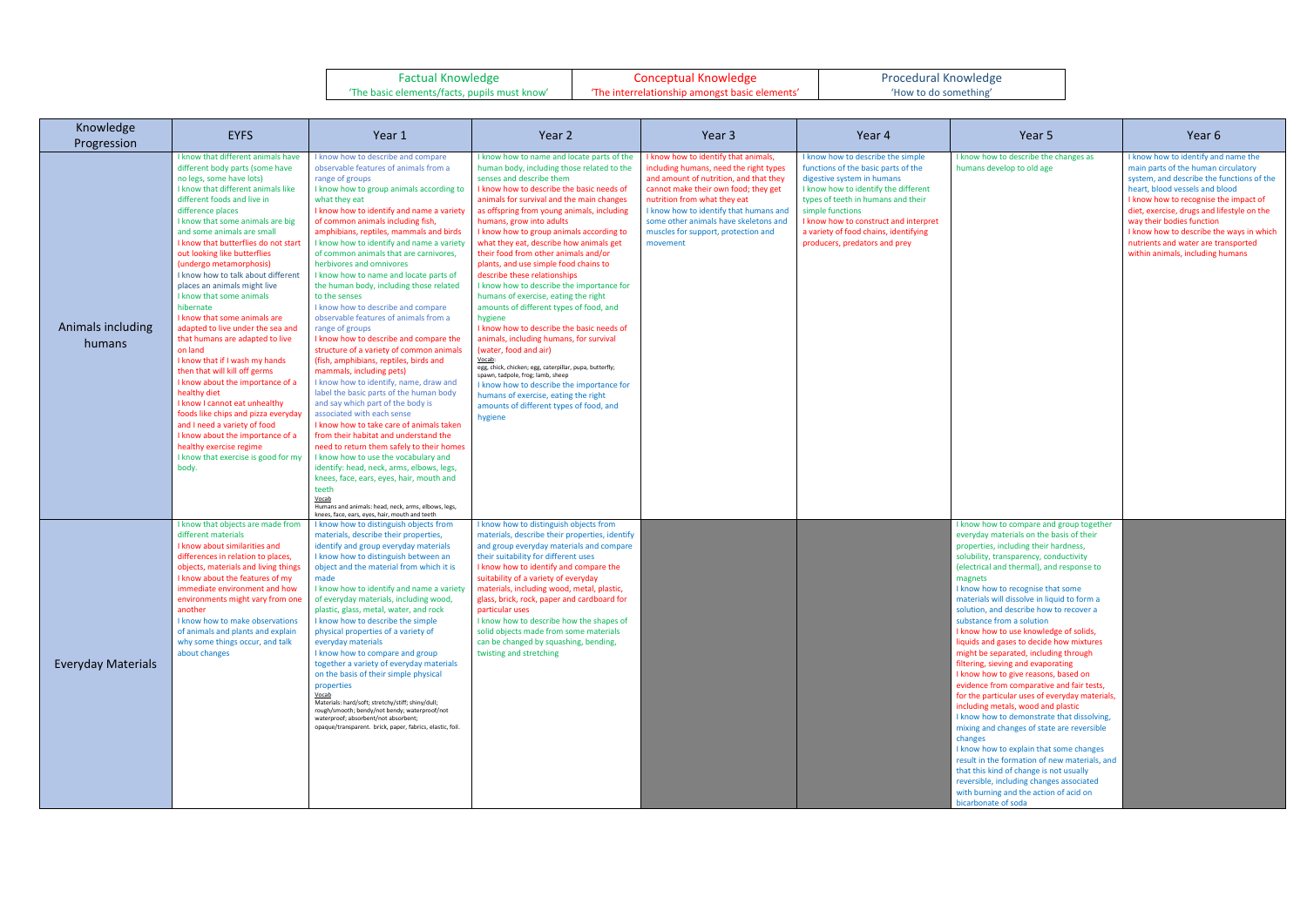| Factual Knowledge 'The basic elements/facts, pupils must know' | Conceptual Knowledge 'The interrelationship amongst basic elements' | Procedural Knowledge 'How to do something' |
|---|---|---|

| Knowledge Progression | EYFS | Year 1 | Year 2 | Year 3 | Year 4 | Year 5 | Year 6 |
|---|---|---|---|---|---|---|---|
| Animals including humans | I know that different animals have different body parts (some have no legs, some have lots)<br>I know that different animals like different foods and live in difference places<br>I know that some animals are big and some animals are small<br>I know that butterflies do not start out looking like butterflies (undergo metamorphosis)<br>I know how to talk about different places an animals might live<br>I know that some animals hibernate<br>I know that some animals are adapted to live under the sea and that humans are adapted to live on land<br>I know that if I wash my hands then that will kill off germs<br>I know about the importance of a healthy diet<br>I know I cannot eat unhealthy foods like chips and pizza everyday and I need a variety of food<br>I know about the importance of a healthy exercise regime<br>I know that exercise is good for my body. | I know how to describe and compare observable features of animals from a range of groups<br>I know how to group animals according to what they eat<br>I know how to identify and name a variety of common animals including fish, amphibians, reptiles, mammals and birds<br>I know how to identify and name a variety of common animals that are carnivores, herbivores and omnivores<br>I know how to name and locate parts of the human body, including those related to the senses<br>I know how to describe and compare observable features of animals from a range of groups<br>I know how to describe and compare the structure of a variety of common animals (fish, amphibians, reptiles, birds and mammals, including pets)<br>I know how to identify, name, draw and label the basic parts of the human body and say which part of the body is associated with each sense<br>I know how to take care of animals taken from their habitat and understand the need to return them safely to their homes<br>I know how to use the vocabulary and identify: head, neck, arms, elbows, legs, knees, face, ears, eyes, hair, mouth and teeth<br>Vocab<br>Humans and animals: head, neck, arms, elbows, legs, knees, face, ears, eyes, hair, mouth and teeth | I know how to name and locate parts of the human body, including those related to the senses and describe them<br>I know how to describe the basic needs of animals for survival and the main changes as offspring from young animals, including humans, grow into adults<br>I know how to group animals according to what they eat, describe how animals get their food from other animals and/or plants, and use simple food chains to describe these relationships<br>I know how to describe the importance for humans of exercise, eating the right amounts of different types of food, and hygiene<br>I know how to describe the basic needs of animals, including humans, for survival (water, food and air)<br>Vocab:<br>egg, chick, chicken; egg, caterpillar, pupa, butterfly; spawn, tadpole, frog; lamb, sheep<br>I know how to describe the importance for humans of exercise, eating the right amounts of different types of food, and hygiene | I know how to identify that animals, including humans, need the right types and amount of nutrition, and that they cannot make their own food; they get nutrition from what they eat<br>I know how to identify that humans and some other animals have skeletons and muscles for support, protection and movement | I know how to describe the simple functions of the basic parts of the digestive system in humans<br>I know how to identify the different types of teeth in humans and their simple functions<br>I know how to construct and interpret a variety of food chains, identifying producers, predators and prey | I know how to describe the changes as humans develop to old age | I know how to identify and name the main parts of the human circulatory system, and describe the functions of the heart, blood vessels and blood<br>I know how to recognise the impact of diet, exercise, drugs and lifestyle on the way their bodies function<br>I know how to describe the ways in which nutrients and water are transported within animals, including humans |
| Everyday Materials | I know that objects are made from different materials<br>I know about similarities and differences in relation to places, objects, materials and living things<br>I know about the features of my immediate environment and how environments might vary from one another<br>I know how to make observations of animals and plants and explain why some things occur, and talk about changes | I know how to distinguish objects from materials, describe their properties, identify and group everyday materials<br>I know how to distinguish between an object and the material from which it is made<br>I know how to identify and name a variety of everyday materials, including wood, plastic, glass, metal, water, and rock<br>I know how to describe the simple physical properties of a variety of everyday materials<br>I know how to compare and group together a variety of everyday materials on the basis of their simple physical properties<br>Vocab<br>Materials: hard/soft; stretchy/stiff; shiny/dull; rough/smooth; bendy/not bendy; waterproof/not waterproof; absorbent/not absorbent; opaque/transparent. brick, paper, fabrics, elastic, foil. | I know how to distinguish objects from materials, describe their properties, identify and group everyday materials and compare their suitability for different uses<br>I know how to identify and compare the suitability of a variety of everyday materials, including wood, metal, plastic, glass, brick, rock, paper and cardboard for particular uses<br>I know how to describe how the shapes of solid objects made from some materials can be changed by squashing, bending, twisting and stretching | | | I know how to compare and group together everyday materials on the basis of their properties, including their hardness, solubility, transparency, conductivity (electrical and thermal), and response to magnets<br>I know how to recognise that some materials will dissolve in liquid to form a solution, and describe how to recover a substance from a solution<br>I know how to use knowledge of solids, liquids and gases to decide how mixtures might be separated, including through filtering, sieving and evaporating<br>I know how to give reasons, based on evidence from comparative and fair tests, for the particular uses of everyday materials, including metals, wood and plastic<br>I know how to demonstrate that dissolving, mixing and changes of state are reversible changes<br>I know how to explain that some changes result in the formation of new materials, and that this kind of change is not usually reversible, including changes associated with burning and the action of acid on bicarbonate of soda | |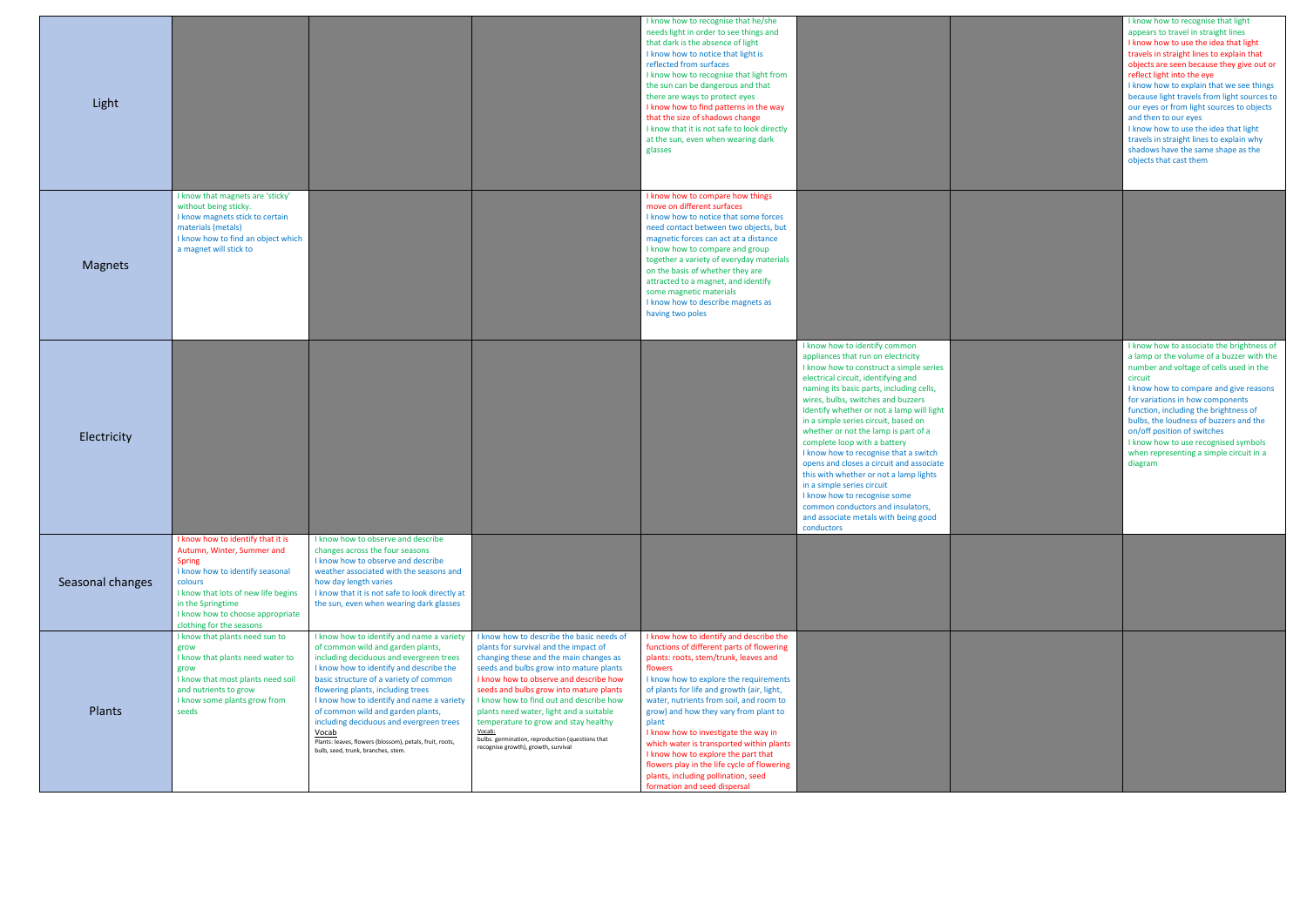| | | | | | | | |
|---|---|---|---|---|---|---|---|
| Light | | | | I know how to recognise that he/she needs light in order to see things and that dark is the absence of light<br>I know how to notice that light is reflected from surfaces<br>I know how to recognise that light from the sun can be dangerous and that there are ways to protect eyes<br>I know how to find patterns in the way that the size of shadows change<br>I know that it is not safe to look directly at the sun, even when wearing dark glasses | | | I know how to recognise that light appears to travel in straight lines<br>I know how to use the idea that light travels in straight lines to explain that objects are seen because they give out or reflect light into the eye<br>I know how to explain that we see things because light travels from light sources to our eyes or from light sources to objects and then to our eyes<br>I know how to use the idea that light travels in straight lines to explain why shadows have the same shape as the objects that cast them |
| Magnets | I know that magnets are 'sticky' without being sticky.<br>I know magnets stick to certain materials (metals)<br>I know how to find an object which a magnet will stick to | | | I know how to compare how things move on different surfaces<br>I know how to notice that some forces need contact between two objects, but magnetic forces can act at a distance<br>I know how to compare and group together a variety of everyday materials on the basis of whether they are attracted to a magnet, and identify some magnetic materials<br>I know how to describe magnets as having two poles | | | |
| Electricity | | | | | I know how to identify common appliances that run on electricity<br>I know how to construct a simple series electrical circuit, identifying and naming its basic parts, including cells, wires, bulbs, switches and buzzers<br>Identify whether or not a lamp will light in a simple series circuit, based on whether or not the lamp is part of a complete loop with a battery<br>I know how to recognise that a switch opens and closes a circuit and associate this with whether or not a lamp lights in a simple series circuit<br>I know how to recognise some common conductors and insulators, and associate metals with being good conductors | | I know how to associate the brightness of a lamp or the volume of a buzzer with the number and voltage of cells used in the circuit<br>I know how to compare and give reasons for variations in how components function, including the brightness of bulbs, the loudness of buzzers and the on/off position of switches<br>I know how to use recognised symbols when representing a simple circuit in a diagram |
| Seasonal changes | I know how to identify that it is Autumn, Winter, Summer and Spring<br>I know how to identify seasonal colours<br>I know that lots of new life begins in the Springtime<br>I know how to choose appropriate clothing for the seasons | I know how to observe and describe changes across the four seasons<br>I know how to observe and describe weather associated with the seasons and how day length varies<br>I know that it is not safe to look directly at the sun, even when wearing dark glasses | | | | | |
| Plants | I know that plants need sun to grow<br>I know that plants need water to grow<br>I know that most plants need soil and nutrients to grow<br>I know some plants grow from seeds | I know how to identify and name a variety of common wild and garden plants, including deciduous and evergreen trees<br>I know how to identify and describe the basic structure of a variety of common flowering plants, including trees<br>I know how to identify and name a variety of common wild and garden plants, including deciduous and evergreen trees<br>Vocab<br>Plants: leaves, flowers (blossom), petals, fruit, roots, bulb, seed, trunk, branches, stem. | I know how to describe the basic needs of plants for survival and the impact of changing these and the main changes as seeds and bulbs grow into mature plants<br>I know how to observe and describe how seeds and bulbs grow into mature plants<br>I know how to find out and describe how plants need water, light and a suitable temperature to grow and stay healthy<br>Vocab:<br>bulbs. germination, reproduction (questions that recognise growth), growth, survival | I know how to identify and describe the functions of different parts of flowering plants: roots, stem/trunk, leaves and flowers<br>I know how to explore the requirements of plants for life and growth (air, light, water, nutrients from soil, and room to grow) and how they vary from plant to plant<br>I know how to investigate the way in which water is transported within plants<br>I know how to explore the part that flowers play in the life cycle of flowering plants, including pollination, seed formation and seed dispersal | | | |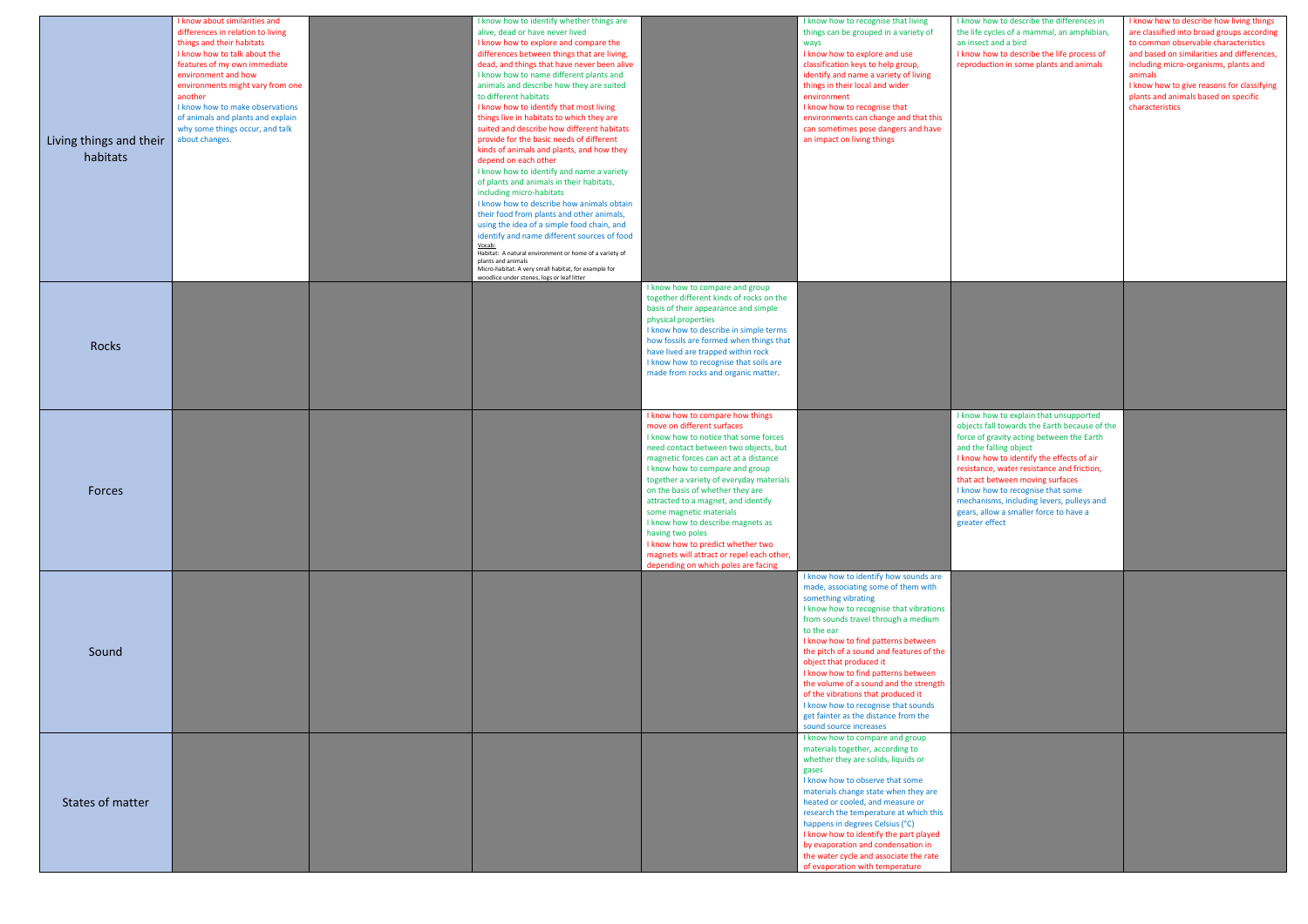| | | | | | | | |
|---|---|---|---|---|---|---|---|
| Living things and their habitats | I know about similarities and differences in relation to living things and their habitats<br>I know how to talk about the features of my own immediate environment and how environments might vary from one another<br>I know how to make observations of animals and plants and explain why some things occur, and talk about changes. | | I know how to identify whether things are alive, dead or have never lived<br>I know how to explore and compare the differences between things that are living, dead, and things that have never been alive<br>I know how to name different plants and animals and describe how they are suited to different habitats<br>I know how to identify that most living things live in habitats to which they are suited and describe how different habitats provide for the basic needs of different kinds of animals and plants, and how they depend on each other<br>I know how to identify and name a variety of plants and animals in their habitats, including micro-habitats<br>I know how to describe how animals obtain their food from plants and other animals, using the idea of a simple food chain, and identify and name different sources of food<br>Vocab:<br>Habitat: A natural environment or home of a variety of plants and animals<br>Micro-habitat: A very small habitat, for example for woodlice under stones, logs or leaf litter | | I know how to recognise that living things can be grouped in a variety of ways<br>I know how to explore and use classification keys to help group, identify and name a variety of living things in their local and wider environment<br>I know how to recognise that environments can change and that this can sometimes pose dangers and have an impact on living things | I know how to describe the differences in the life cycles of a mammal, an amphibian, an insect and a bird<br>I know how to describe the life process of reproduction in some plants and animals | I know how to describe how living things are classified into broad groups according to common observable characteristics and based on similarities and differences, including micro-organisms, plants and animals<br>I know how to give reasons for classifying plants and animals based on specific characteristics |
| Rocks | | | | I know how to compare and group together different kinds of rocks on the basis of their appearance and simple physical properties<br>I know how to describe in simple terms how fossils are formed when things that have lived are trapped within rock<br>I know how to recognise that soils are made from rocks and organic matter. | | | |
| Forces | | | | I know how to compare how things move on different surfaces<br>I know how to notice that some forces need contact between two objects, but magnetic forces can act at a distance<br>I know how to compare and group together a variety of everyday materials on the basis of whether they are attracted to a magnet, and identify some magnetic materials<br>I know how to describe magnets as having two poles<br>I know how to predict whether two magnets will attract or repel each other, depending on which poles are facing | | I know how to explain that unsupported objects fall towards the Earth because of the force of gravity acting between the Earth and the falling object<br>I know how to identify the effects of air resistance, water resistance and friction, that act between moving surfaces<br>I know how to recognise that some mechanisms, including levers, pulleys and gears, allow a smaller force to have a greater effect | |
| Sound | | | | | I know how to identify how sounds are made, associating some of them with something vibrating<br>I know how to recognise that vibrations from sounds travel through a medium to the ear<br>I know how to find patterns between the pitch of a sound and features of the object that produced it<br>I know how to find patterns between the volume of a sound and the strength of the vibrations that produced it<br>I know how to recognise that sounds get fainter as the distance from the sound source increases | | |
| States of matter | | | | | I know how to compare and group materials together, according to whether they are solids, liquids or gases<br>I know how to observe that some materials change state when they are heated or cooled, and measure or research the temperature at which this happens in degrees Celsius (°C)<br>I know how to identify the part played by evaporation and condensation in the water cycle and associate the rate of evaporation with temperature | | |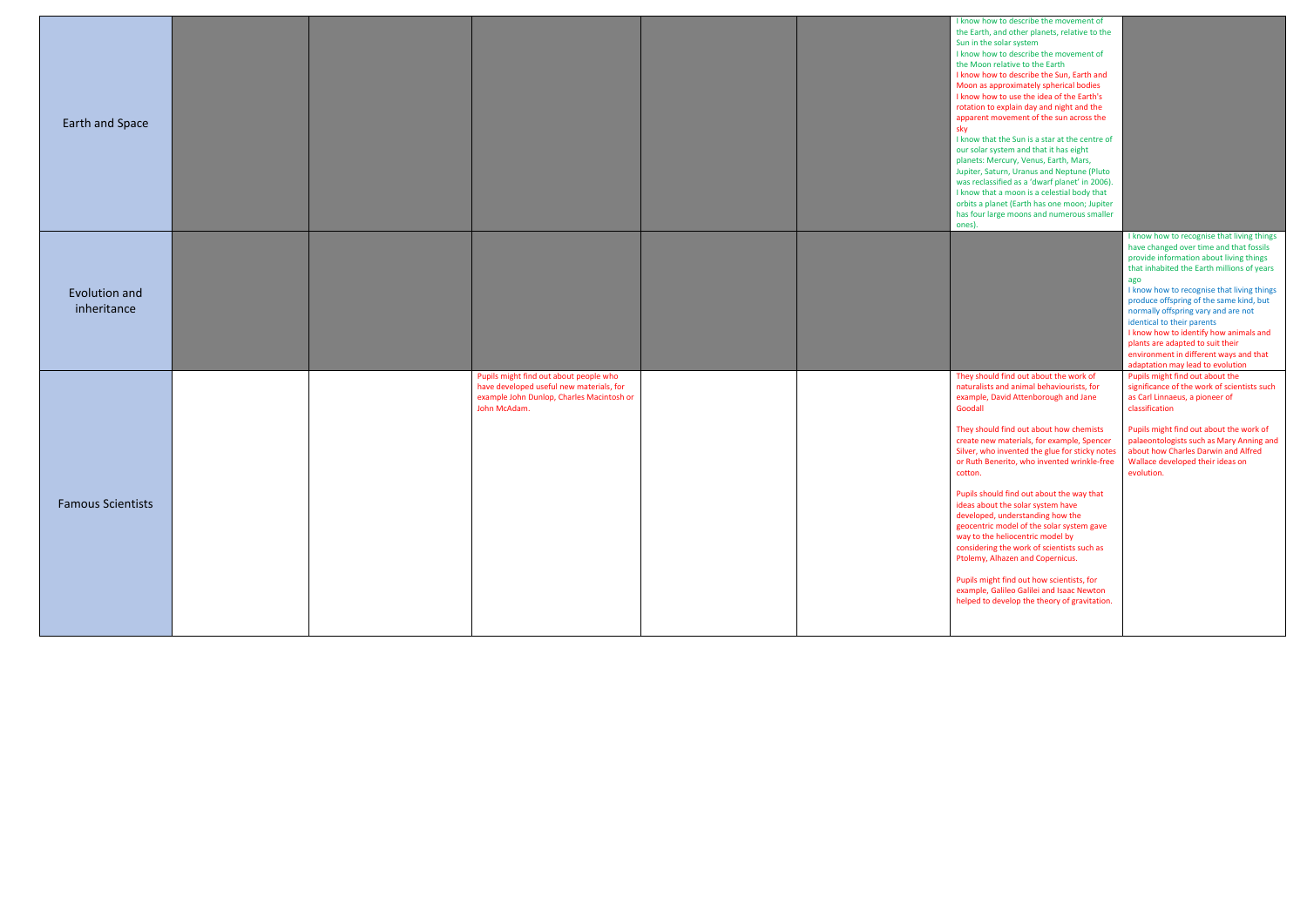| | | | | | | | |
|---|---|---|---|---|---|---|---|
| Earth and Space | | | | | | I know how to describe the movement of the Earth, and other planets, relative to the Sun in the solar system<br>I know how to describe the movement of the Moon relative to the Earth<br>I know how to describe the Sun, Earth and Moon as approximately spherical bodies<br>I know how to use the idea of the Earth's rotation to explain day and night and the apparent movement of the sun across the sky<br>I know that the Sun is a star at the centre of our solar system and that it has eight planets: Mercury, Venus, Earth, Mars, Jupiter, Saturn, Uranus and Neptune (Pluto was reclassified as a 'dwarf planet' in 2006).<br>I know that a moon is a celestial body that orbits a planet (Earth has one moon; Jupiter has four large moons and numerous smaller ones). | |
| Evolution and inheritance | | | | | | | I know how to recognise that living things have changed over time and that fossils provide information about living things that inhabited the Earth millions of years ago<br>I know how to recognise that living things produce offspring of the same kind, but normally offspring vary and are not identical to their parents<br>I know how to identify how animals and plants are adapted to suit their environment in different ways and that adaptation may lead to evolution |
| Famous Scientists | | | Pupils might find out about people who have developed useful new materials, for example John Dunlop, Charles Macintosh or John McAdam. | | | They should find out about the work of naturalists and animal behaviourists, for example, David Attenborough and Jane Goodall<br><br>They should find out about how chemists create new materials, for example, Spencer Silver, who invented the glue for sticky notes or Ruth Benerito, who invented wrinkle-free cotton.<br><br>Pupils should find out about the way that ideas about the solar system have developed, understanding how the geocentric model of the solar system gave way to the heliocentric model by considering the work of scientists such as Ptolemy, Alhazen and Copernicus.<br><br>Pupils might find out how scientists, for example, Galileo Galilei and Isaac Newton helped to develop the theory of gravitation. | Pupils might find out about the significance of the work of scientists such as Carl Linnaeus, a pioneer of classification<br><br>Pupils might find out about the work of palaeontologists such as Mary Anning and about how Charles Darwin and Alfred Wallace developed their ideas on evolution. |